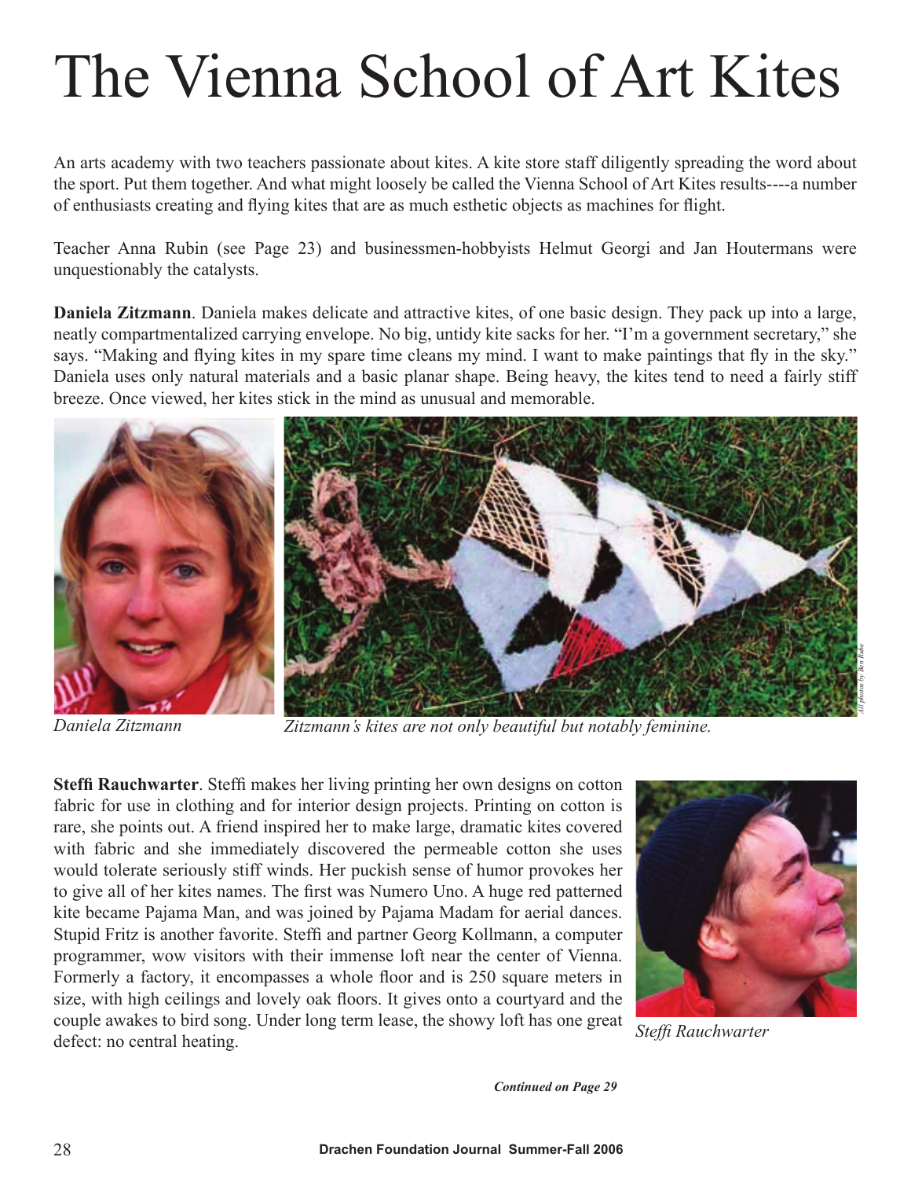# The Vienna School of Art Kites

An arts academy with two teachers passionate about kites. A kite store staff diligently spreading the word about the sport. Put them together. And what might loosely be called the Vienna School of Art Kites results----a number of enthusiasts creating and flying kites that are as much esthetic objects as machines for flight.

Teacher Anna Rubin (see Page 23) and businessmen-hobbyists Helmut Georgi and Jan Houtermans were unquestionably the catalysts.

**Daniela Zitzmann**. Daniela makes delicate and attractive kites, of one basic design. They pack up into a large, neatly compartmentalized carrying envelope. No big, untidy kite sacks for her. "I'm a government secretary," she says. "Making and flying kites in my spare time cleans my mind. I want to make paintings that fly in the sky." Daniela uses only natural materials and a basic planar shape. Being heavy, the kites tend to need a fairly stiff breeze. Once viewed, her kites stick in the mind as unusual and memorable.

*Daniela Zitzmann*

*Zitzmann's kites are not only beautiful but notably feminine.*

*All photos by Ben Ruhe*

**Steffi Rauchwarter**. Steffi makes her living printing her own designs on cotton fabric for use in clothing and for interior design projects. Printing on cotton is rare, she points out. A friend inspired her to make large, dramatic kites covered with fabric and she immediately discovered the permeable cotton she uses would tolerate seriously stiff winds. Her puckish sense of humor provokes her to give all of her kites names. The first was Numero Uno. A huge red patterned kite became Pajama Man, and was joined by Pajama Madam for aerial dances. Stupid Fritz is another favorite. Steffi and partner Georg Kollmann, a computer programmer, wow visitors with their immense loft near the center of Vienna. Formerly a factory, it encompasses a whole floor and is 250 square meters in size, with high ceilings and lovely oak floors. It gives onto a courtyard and the couple awakes to bird song. Under long term lease, the showy loft has one great defect: no central heating.

*Steffi Rauchwarter*

***Continued on Page 29***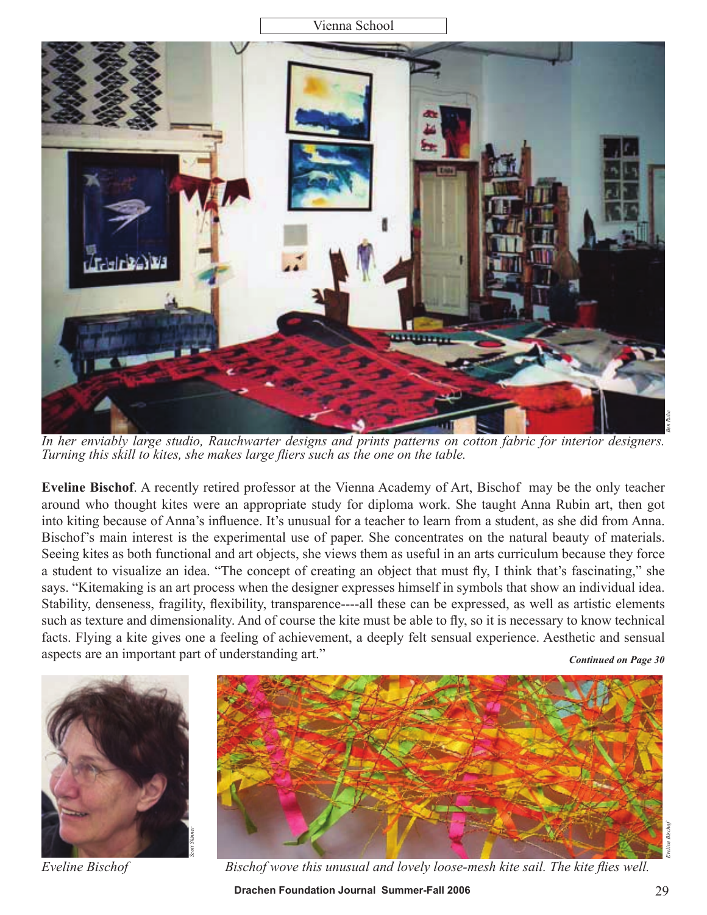*In her enviably large studio, Rauchwarter designs and prints patterns on cotton fabric for interior designers. Turning this skill to kites, she makes large fliers such as the one on the table.*

**Eveline Bischof**. A recently retired professor at the Vienna Academy of Art, Bischof may be the only teacher around who thought kites were an appropriate study for diploma work. She taught Anna Rubin art, then got into kiting because of Anna's influence. It's unusual for a teacher to learn from a student, as she did from Anna. Bischof's main interest is the experimental use of paper. She concentrates on the natural beauty of materials. Seeing kites as both functional and art objects, she views them as useful in an arts curriculum because they force a student to visualize an idea. "The concept of creating an object that must fly, I think that's fascinating," she says. "Kitemaking is an art process when the designer expresses himself in symbols that show an individual idea. Stability, denseness, fragility, flexibility, transparence----all these can be expressed, as well as artistic elements such as texture and dimensionality. And of course the kite must be able to fly, so it is necessary to know technical facts. Flying a kite gives one a feeling of achievement, a deeply felt sensual experience. Aesthetic and sensual aspects are an important part of understanding art."

***Continued on Page 30***

*Eveline Bischof*

*Bischof wove this unusual and lovely loose-mesh kite sail. The kite flies well.*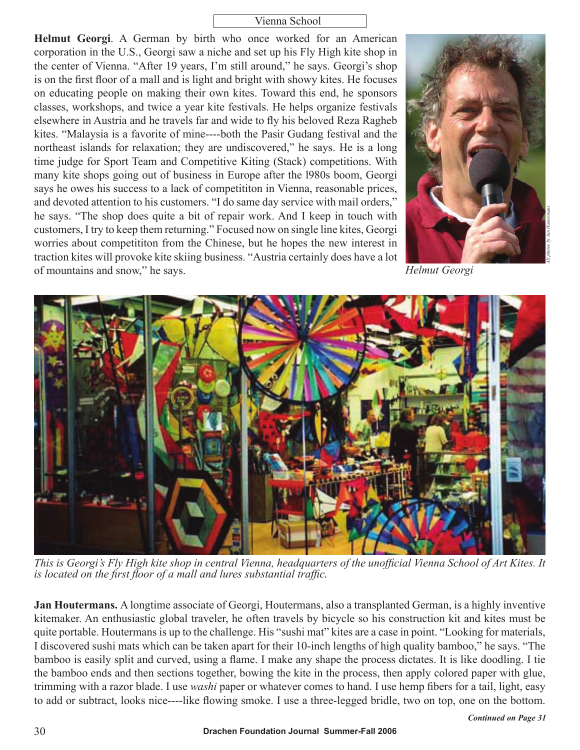**Helmut Georgi**. A German by birth who once worked for an American corporation in the U.S., Georgi saw a niche and set up his Fly High kite shop in the center of Vienna. "After 19 years, I'm still around," he says. Georgi's shop is on the first floor of a mall and is light and bright with showy kites. He focuses on educating people on making their own kites. Toward this end, he sponsors classes, workshops, and twice a year kite festivals. He helps organize festivals elsewhere in Austria and he travels far and wide to fly his beloved Reza Ragheb kites. "Malaysia is a favorite of mine----both the Pasir Gudang festival and the northeast islands for relaxation; they are undiscovered," he says. He is a long time judge for Sport Team and Competitive Kiting (Stack) competitions. With many kite shops going out of business in Europe after the l980s boom, Georgi says he owes his success to a lack of competititon in Vienna, reasonable prices, and devoted attention to his customers. "I do same day service with mail orders," he says. "The shop does quite a bit of repair work. And I keep in touch with customers, I try to keep them returning." Focused now on single line kites, Georgi worries about competititon from the Chinese, but he hopes the new interest in traction kites will provoke kite skiing business. "Austria certainly does have a lot of mountains and snow," he says.

*Helmut Georgi*

*All photos by Jan Houtermans*

*This is Georgi's Fly High kite shop in central Vienna, headquarters of the unofficial Vienna School of Art Kites. It is located on the first floor of a mall and lures substantial traffic.*

**Jan Houtermans.** A longtime associate of Georgi, Houtermans, also a transplanted German, is a highly inventive kitemaker. An enthusiastic global traveler, he often travels by bicycle so his construction kit and kites must be quite portable. Houtermans is up to the challenge. His "sushi mat" kites are a case in point. "Looking for materials, I discovered sushi mats which can be taken apart for their 10-inch lengths of high quality bamboo," he says. "The bamboo is easily split and curved, using a flame. I make any shape the process dictates. It is like doodling. I tie the bamboo ends and then sections together, bowing the kite in the process, then apply colored paper with glue, trimming with a razor blade. I use *washi* paper or whatever comes to hand. I use hemp fibers for a tail, light, easy to add or subtract, looks nice----like flowing smoke. I use a three-legged bridle, two on top, one on the bottom.

***Continued on Page 31***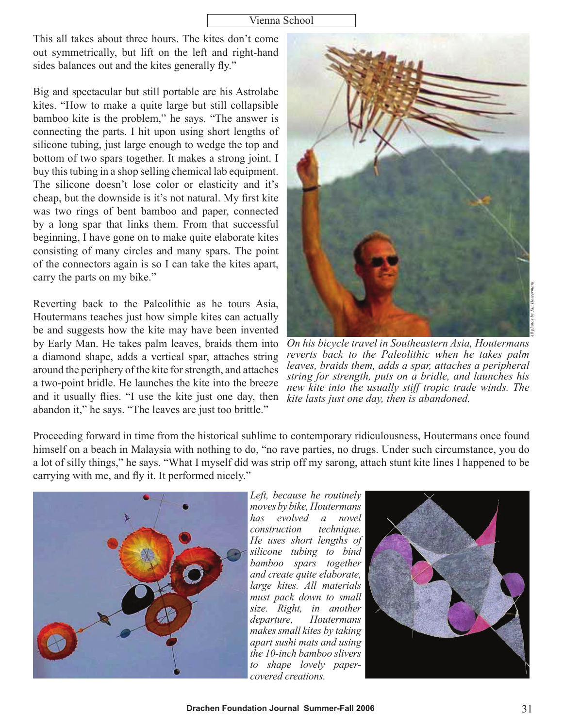This all takes about three hours. The kites don't come out symmetrically, but lift on the left and right-hand sides balances out and the kites generally fly."

Big and spectacular but still portable are his Astrolabe kites. "How to make a quite large but still collapsible bamboo kite is the problem," he says. "The answer is connecting the parts. I hit upon using short lengths of silicone tubing, just large enough to wedge the top and bottom of two spars together. It makes a strong joint. I buy this tubing in a shop selling chemical lab equipment. The silicone doesn't lose color or elasticity and it's cheap, but the downside is it's not natural. My first kite was two rings of bent bamboo and paper, connected by a long spar that links them. From that successful beginning, I have gone on to make quite elaborate kites consisting of many circles and many spars. The point of the connectors again is so I can take the kites apart, carry the parts on my bike."

Reverting back to the Paleolithic as he tours Asia, Houtermans teaches just how simple kites can actually be and suggests how the kite may have been invented by Early Man. He takes palm leaves, braids them into a diamond shape, adds a vertical spar, attaches string around the periphery of the kite for strength, and attaches a two-point bridle. He launches the kite into the breeze and it usually flies. "I use the kite just one day, then abandon it," he says. "The leaves are just too brittle."

*On his bicycle travel in Southeastern Asia, Houtermans reverts back to the Paleolithic when he takes palm leaves, braids them, adds a spar, attaches a peripheral string for strength, puts on a bridle, and launches his new kite into the usually stiff tropic trade winds. The kite lasts just one day, then is abandoned.*

*All photos by Jan Houtermans*

Proceeding forward in time from the historical sublime to contemporary ridiculousness, Houtermans once found himself on a beach in Malaysia with nothing to do, "no rave parties, no drugs. Under such circumstance, you do a lot of silly things," he says. "What I myself did was strip off my sarong, attach stunt kite lines I happened to be carrying with me, and fly it. It performed nicely."

*Left, because he routinely moves by bike, Houtermans has evolved a novel construction technique. He uses short lengths of silicone tubing to bind bamboo spars together and create quite elaborate, large kites. All materials must pack down to small size. Right, in another departure, Houtermans makes small kites by taking apart sushi mats and using the 10-inch bamboo slivers to shape lovely paper-covered creations.*